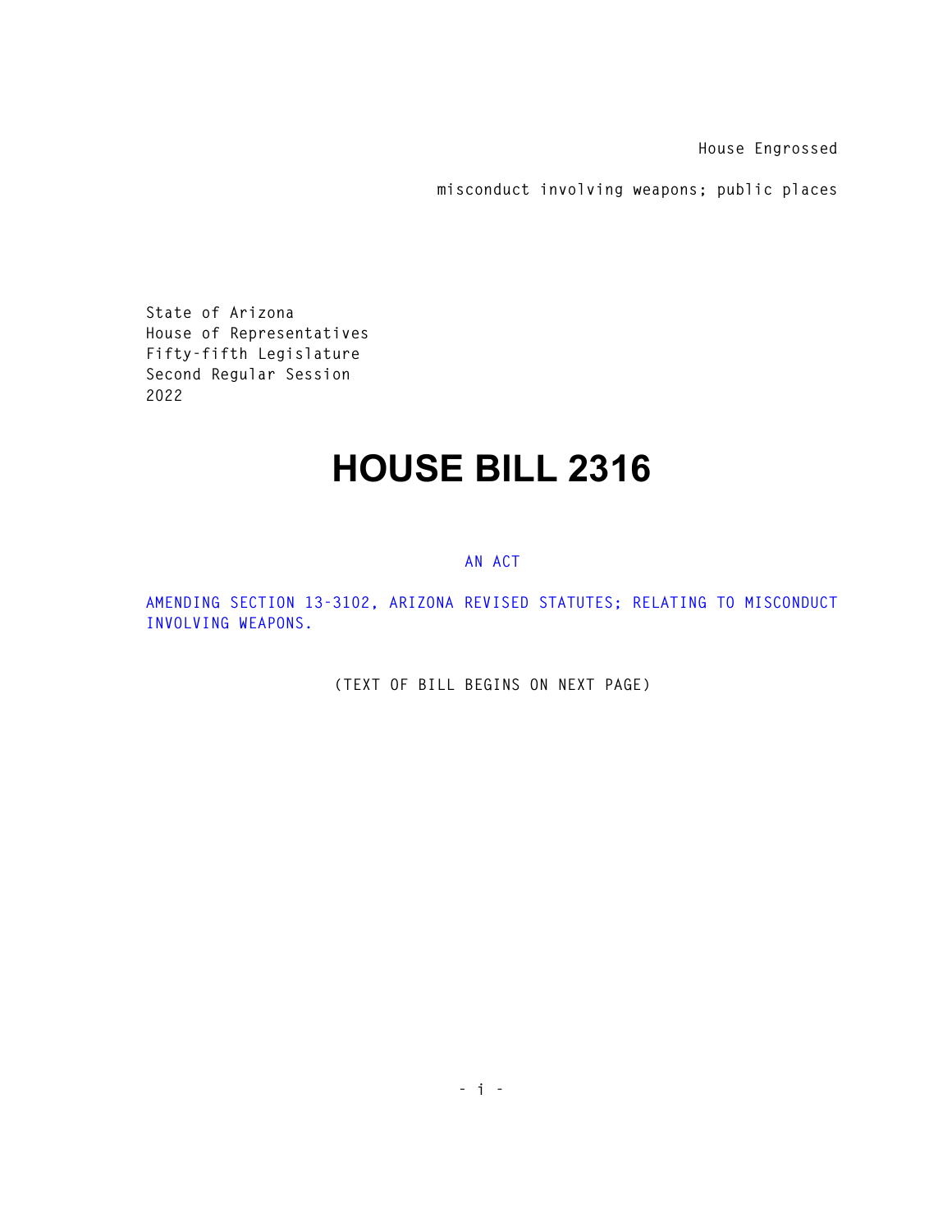House Engrossed

misconduct involving weapons; public places

State of Arizona
House of Representatives
Fifty-fifth Legislature
Second Regular Session
2022

# HOUSE BILL 2316

AN ACT

AMENDING SECTION 13-3102, ARIZONA REVISED STATUTES; RELATING TO MISCONDUCT INVOLVING WEAPONS.

(TEXT OF BILL BEGINS ON NEXT PAGE)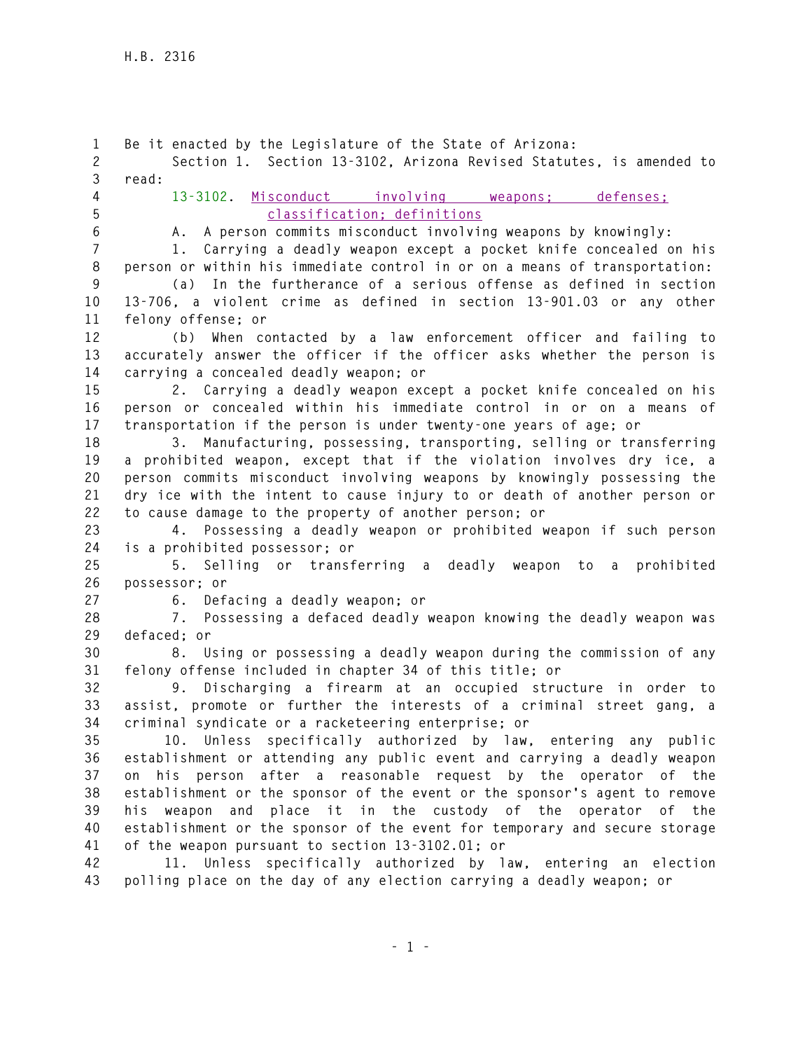Be it enacted by the Legislature of the State of Arizona:

Section 1. Section 13-3102, Arizona Revised Statutes, is amended to read:

13-3102. Misconduct involving weapons; defenses; classification; definitions

A. A person commits misconduct involving weapons by knowingly:

1. Carrying a deadly weapon except a pocket knife concealed on his person or within his immediate control in or on a means of transportation:

(a) In the furtherance of a serious offense as defined in section 13-706, a violent crime as defined in section 13-901.03 or any other felony offense; or

(b) When contacted by a law enforcement officer and failing to accurately answer the officer if the officer asks whether the person is carrying a concealed deadly weapon; or

2. Carrying a deadly weapon except a pocket knife concealed on his person or concealed within his immediate control in or on a means of transportation if the person is under twenty-one years of age; or

3. Manufacturing, possessing, transporting, selling or transferring a prohibited weapon, except that if the violation involves dry ice, a person commits misconduct involving weapons by knowingly possessing the dry ice with the intent to cause injury to or death of another person or to cause damage to the property of another person; or

4. Possessing a deadly weapon or prohibited weapon if such person is a prohibited possessor; or

5. Selling or transferring a deadly weapon to a prohibited possessor; or

6. Defacing a deadly weapon; or

7. Possessing a defaced deadly weapon knowing the deadly weapon was defaced; or

8. Using or possessing a deadly weapon during the commission of any felony offense included in chapter 34 of this title; or

9. Discharging a firearm at an occupied structure in order to assist, promote or further the interests of a criminal street gang, a criminal syndicate or a racketeering enterprise; or

10. Unless specifically authorized by law, entering any public establishment or attending any public event and carrying a deadly weapon on his person after a reasonable request by the operator of the establishment or the sponsor of the event or the sponsor's agent to remove his weapon and place it in the custody of the operator of the establishment or the sponsor of the event for temporary and secure storage of the weapon pursuant to section 13-3102.01; or

11. Unless specifically authorized by law, entering an election polling place on the day of any election carrying a deadly weapon; or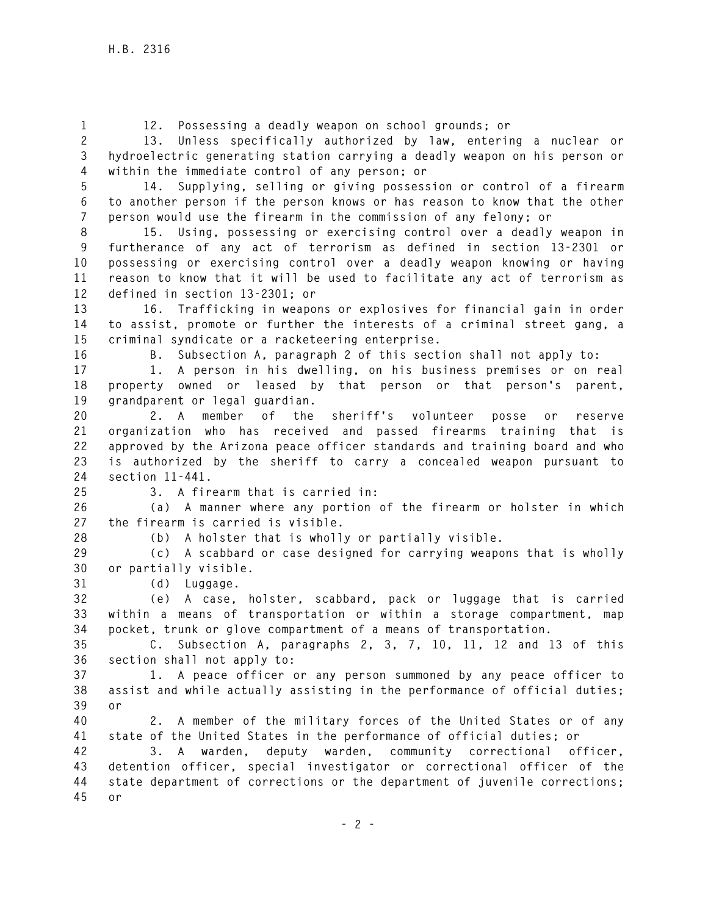12. Possessing a deadly weapon on school grounds; or

13. Unless specifically authorized by law, entering a nuclear or hydroelectric generating station carrying a deadly weapon on his person or within the immediate control of any person; or

14. Supplying, selling or giving possession or control of a firearm to another person if the person knows or has reason to know that the other person would use the firearm in the commission of any felony; or

15. Using, possessing or exercising control over a deadly weapon in furtherance of any act of terrorism as defined in section 13-2301 or possessing or exercising control over a deadly weapon knowing or having reason to know that it will be used to facilitate any act of terrorism as defined in section 13-2301; or

16. Trafficking in weapons or explosives for financial gain in order to assist, promote or further the interests of a criminal street gang, a criminal syndicate or a racketeering enterprise.

B. Subsection A, paragraph 2 of this section shall not apply to:

1. A person in his dwelling, on his business premises or on real property owned or leased by that person or that person's parent, grandparent or legal guardian.

2. A member of the sheriff's volunteer posse or reserve organization who has received and passed firearms training that is approved by the Arizona peace officer standards and training board and who is authorized by the sheriff to carry a concealed weapon pursuant to section 11-441.

3. A firearm that is carried in:

(a) A manner where any portion of the firearm or holster in which the firearm is carried is visible.

(b) A holster that is wholly or partially visible.

(c) A scabbard or case designed for carrying weapons that is wholly or partially visible.

(d) Luggage.

(e) A case, holster, scabbard, pack or luggage that is carried within a means of transportation or within a storage compartment, map pocket, trunk or glove compartment of a means of transportation.

C. Subsection A, paragraphs 2, 3, 7, 10, 11, 12 and 13 of this section shall not apply to:

1. A peace officer or any person summoned by any peace officer to assist and while actually assisting in the performance of official duties; or

2. A member of the military forces of the United States or of any state of the United States in the performance of official duties; or

3. A warden, deputy warden, community correctional officer, detention officer, special investigator or correctional officer of the state department of corrections or the department of juvenile corrections; or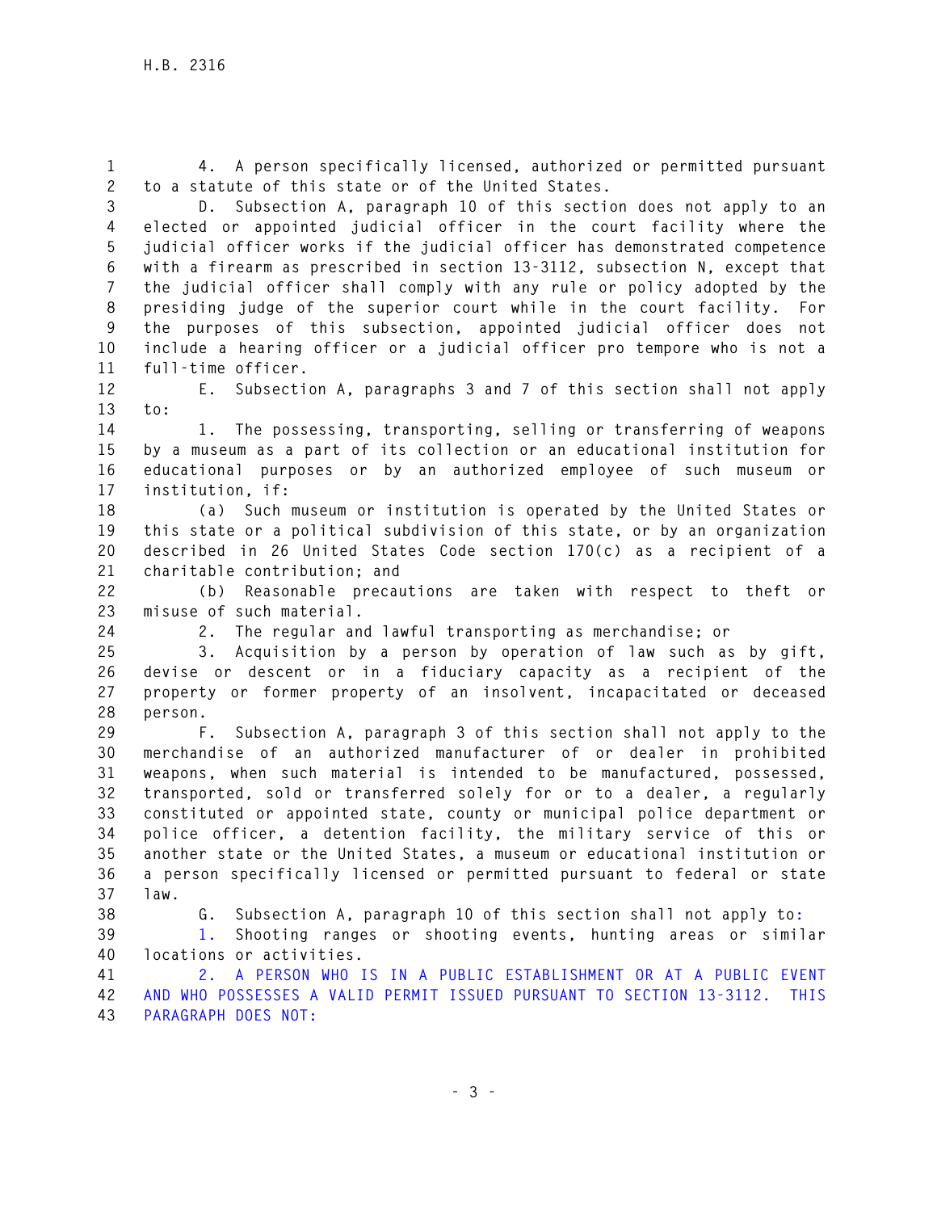4. A person specifically licensed, authorized or permitted pursuant to a statute of this state or of the United States.

D. Subsection A, paragraph 10 of this section does not apply to an elected or appointed judicial officer in the court facility where the judicial officer works if the judicial officer has demonstrated competence with a firearm as prescribed in section 13-3112, subsection N, except that the judicial officer shall comply with any rule or policy adopted by the presiding judge of the superior court while in the court facility. For the purposes of this subsection, appointed judicial officer does not include a hearing officer or a judicial officer pro tempore who is not a full-time officer.

E. Subsection A, paragraphs 3 and 7 of this section shall not apply to:

1. The possessing, transporting, selling or transferring of weapons by a museum as a part of its collection or an educational institution for educational purposes or by an authorized employee of such museum or institution, if:

(a) Such museum or institution is operated by the United States or this state or a political subdivision of this state, or by an organization described in 26 United States Code section 170(c) as a recipient of a charitable contribution; and

(b) Reasonable precautions are taken with respect to theft or misuse of such material.

2. The regular and lawful transporting as merchandise; or

3. Acquisition by a person by operation of law such as by gift, devise or descent or in a fiduciary capacity as a recipient of the property or former property of an insolvent, incapacitated or deceased person.

F. Subsection A, paragraph 3 of this section shall not apply to the merchandise of an authorized manufacturer of or dealer in prohibited weapons, when such material is intended to be manufactured, possessed, transported, sold or transferred solely for or to a dealer, a regularly constituted or appointed state, county or municipal police department or police officer, a detention facility, the military service of this or another state or the United States, a museum or educational institution or a person specifically licensed or permitted pursuant to federal or state law.

G. Subsection A, paragraph 10 of this section shall not apply to:

1. Shooting ranges or shooting events, hunting areas or similar locations or activities.

2. A PERSON WHO IS IN A PUBLIC ESTABLISHMENT OR AT A PUBLIC EVENT AND WHO POSSESSES A VALID PERMIT ISSUED PURSUANT TO SECTION 13-3112. THIS PARAGRAPH DOES NOT: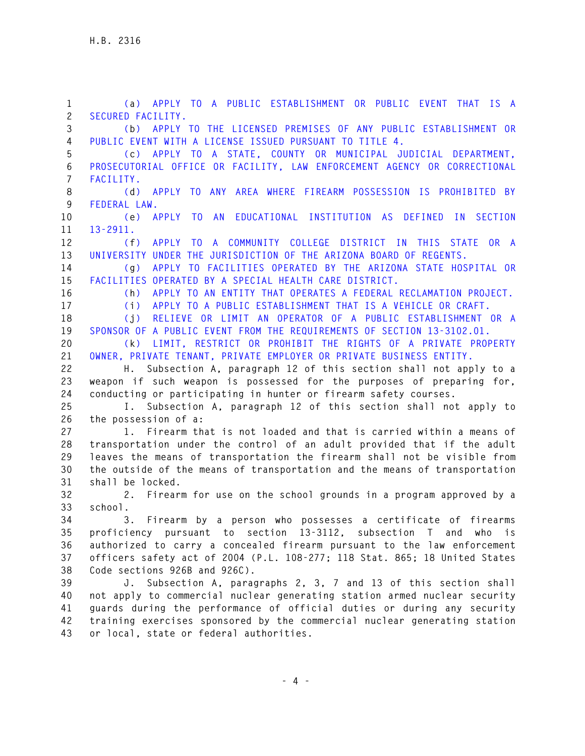(a) APPLY TO A PUBLIC ESTABLISHMENT OR PUBLIC EVENT THAT IS A SECURED FACILITY.

(b) APPLY TO THE LICENSED PREMISES OF ANY PUBLIC ESTABLISHMENT OR PUBLIC EVENT WITH A LICENSE ISSUED PURSUANT TO TITLE 4.

(c) APPLY TO A STATE, COUNTY OR MUNICIPAL JUDICIAL DEPARTMENT, PROSECUTORIAL OFFICE OR FACILITY, LAW ENFORCEMENT AGENCY OR CORRECTIONAL FACILITY.

(d) APPLY TO ANY AREA WHERE FIREARM POSSESSION IS PROHIBITED BY FEDERAL LAW.

(e) APPLY TO AN EDUCATIONAL INSTITUTION AS DEFINED IN SECTION 13-2911.

(f) APPLY TO A COMMUNITY COLLEGE DISTRICT IN THIS STATE OR A UNIVERSITY UNDER THE JURISDICTION OF THE ARIZONA BOARD OF REGENTS.

(g) APPLY TO FACILITIES OPERATED BY THE ARIZONA STATE HOSPITAL OR FACILITIES OPERATED BY A SPECIAL HEALTH CARE DISTRICT.

(h) APPLY TO AN ENTITY THAT OPERATES A FEDERAL RECLAMATION PROJECT.

(i) APPLY TO A PUBLIC ESTABLISHMENT THAT IS A VEHICLE OR CRAFT.

(j) RELIEVE OR LIMIT AN OPERATOR OF A PUBLIC ESTABLISHMENT OR A SPONSOR OF A PUBLIC EVENT FROM THE REQUIREMENTS OF SECTION 13-3102.01.

(k) LIMIT, RESTRICT OR PROHIBIT THE RIGHTS OF A PRIVATE PROPERTY OWNER, PRIVATE TENANT, PRIVATE EMPLOYER OR PRIVATE BUSINESS ENTITY.

H. Subsection A, paragraph 12 of this section shall not apply to a weapon if such weapon is possessed for the purposes of preparing for, conducting or participating in hunter or firearm safety courses.

I. Subsection A, paragraph 12 of this section shall not apply to the possession of a:

1. Firearm that is not loaded and that is carried within a means of transportation under the control of an adult provided that if the adult leaves the means of transportation the firearm shall not be visible from the outside of the means of transportation and the means of transportation shall be locked.

2. Firearm for use on the school grounds in a program approved by a school.

3. Firearm by a person who possesses a certificate of firearms proficiency pursuant to section 13-3112, subsection T and who is authorized to carry a concealed firearm pursuant to the law enforcement officers safety act of 2004 (P.L. 108-277; 118 Stat. 865; 18 United States Code sections 926B and 926C).

J. Subsection A, paragraphs 2, 3, 7 and 13 of this section shall not apply to commercial nuclear generating station armed nuclear security guards during the performance of official duties or during any security training exercises sponsored by the commercial nuclear generating station or local, state or federal authorities.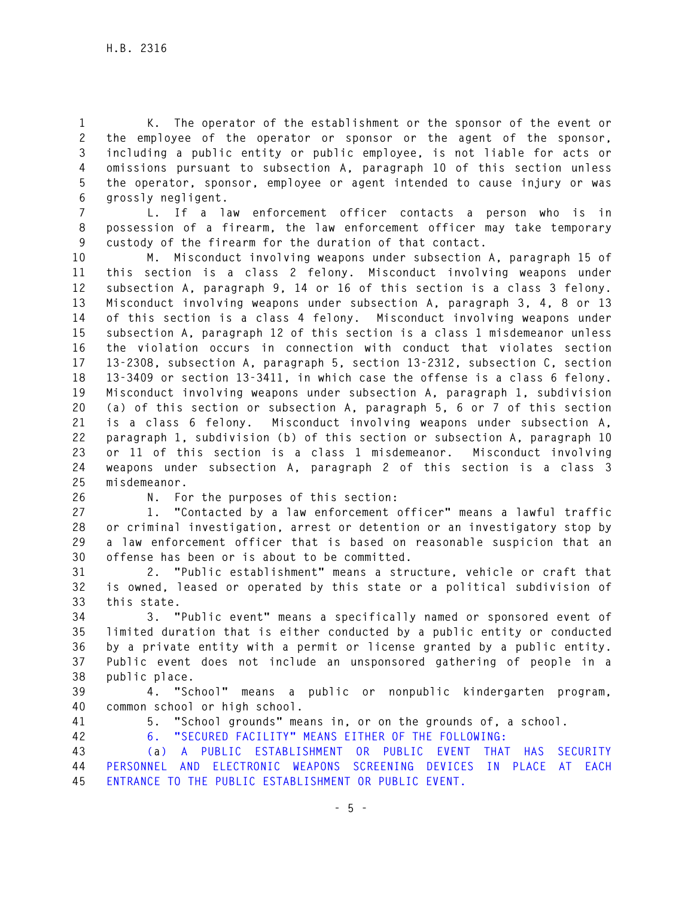K. The operator of the establishment or the sponsor of the event or the employee of the operator or sponsor or the agent of the sponsor, including a public entity or public employee, is not liable for acts or omissions pursuant to subsection A, paragraph 10 of this section unless the operator, sponsor, employee or agent intended to cause injury or was grossly negligent.

L. If a law enforcement officer contacts a person who is in possession of a firearm, the law enforcement officer may take temporary custody of the firearm for the duration of that contact.

M. Misconduct involving weapons under subsection A, paragraph 15 of this section is a class 2 felony. Misconduct involving weapons under subsection A, paragraph 9, 14 or 16 of this section is a class 3 felony. Misconduct involving weapons under subsection A, paragraph 3, 4, 8 or 13 of this section is a class 4 felony. Misconduct involving weapons under subsection A, paragraph 12 of this section is a class 1 misdemeanor unless the violation occurs in connection with conduct that violates section 13-2308, subsection A, paragraph 5, section 13-2312, subsection C, section 13-3409 or section 13-3411, in which case the offense is a class 6 felony. Misconduct involving weapons under subsection A, paragraph 1, subdivision (a) of this section or subsection A, paragraph 5, 6 or 7 of this section is a class 6 felony. Misconduct involving weapons under subsection A, paragraph 1, subdivision (b) of this section or subsection A, paragraph 10 or 11 of this section is a class 1 misdemeanor. Misconduct involving weapons under subsection A, paragraph 2 of this section is a class 3 misdemeanor.

N. For the purposes of this section:

1. "Contacted by a law enforcement officer" means a lawful traffic or criminal investigation, arrest or detention or an investigatory stop by a law enforcement officer that is based on reasonable suspicion that an offense has been or is about to be committed.

2. "Public establishment" means a structure, vehicle or craft that is owned, leased or operated by this state or a political subdivision of this state.

3. "Public event" means a specifically named or sponsored event of limited duration that is either conducted by a public entity or conducted by a private entity with a permit or license granted by a public entity. Public event does not include an unsponsored gathering of people in a public place.

4. "School" means a public or nonpublic kindergarten program, common school or high school.

5. "School grounds" means in, or on the grounds of, a school.

6. "SECURED FACILITY" MEANS EITHER OF THE FOLLOWING:

(a) A PUBLIC ESTABLISHMENT OR PUBLIC EVENT THAT HAS SECURITY PERSONNEL AND ELECTRONIC WEAPONS SCREENING DEVICES IN PLACE AT EACH ENTRANCE TO THE PUBLIC ESTABLISHMENT OR PUBLIC EVENT.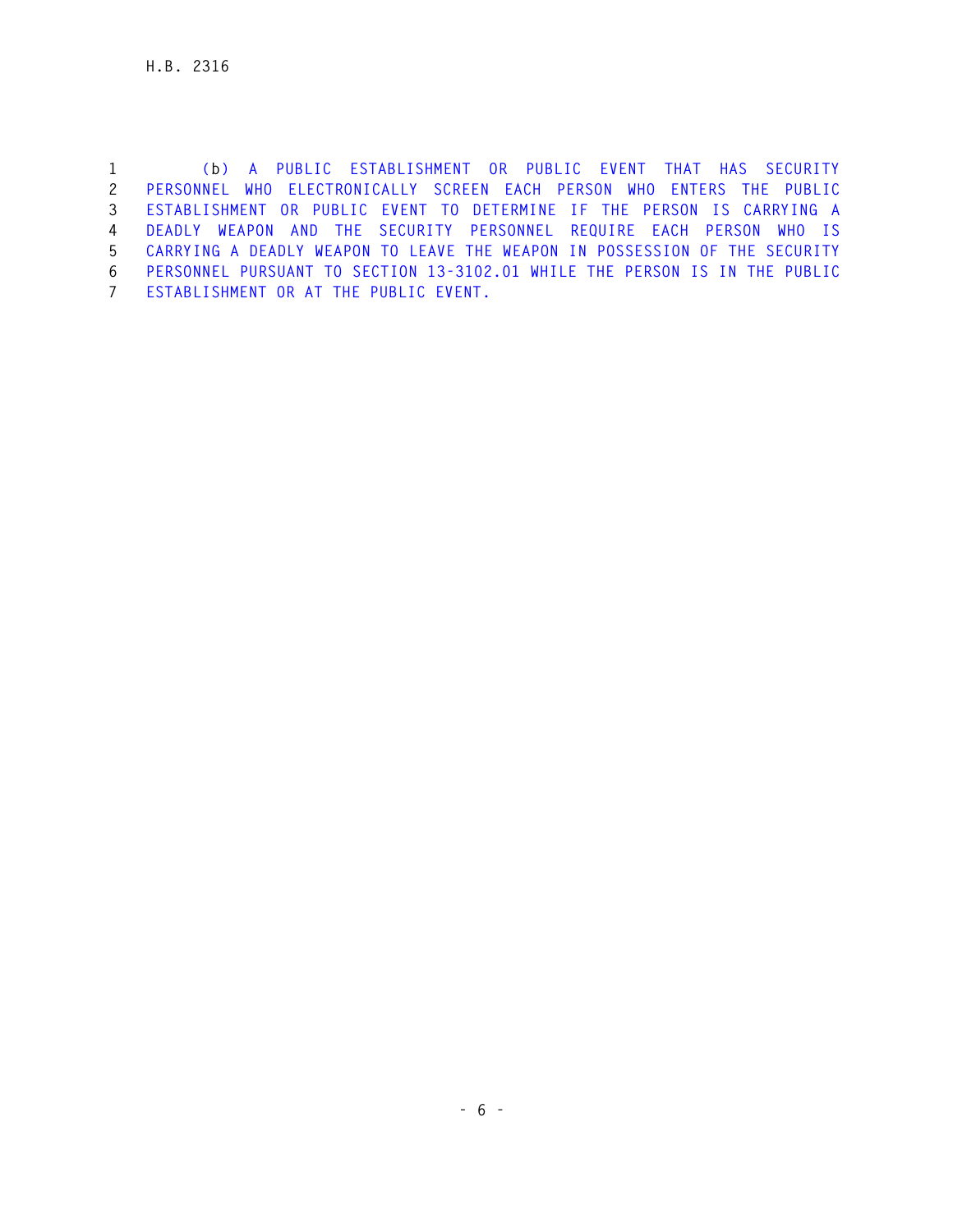(b) A PUBLIC ESTABLISHMENT OR PUBLIC EVENT THAT HAS SECURITY PERSONNEL WHO ELECTRONICALLY SCREEN EACH PERSON WHO ENTERS THE PUBLIC ESTABLISHMENT OR PUBLIC EVENT TO DETERMINE IF THE PERSON IS CARRYING A DEADLY WEAPON AND THE SECURITY PERSONNEL REQUIRE EACH PERSON WHO IS CARRYING A DEADLY WEAPON TO LEAVE THE WEAPON IN POSSESSION OF THE SECURITY PERSONNEL PURSUANT TO SECTION 13-3102.01 WHILE THE PERSON IS IN THE PUBLIC ESTABLISHMENT OR AT THE PUBLIC EVENT.